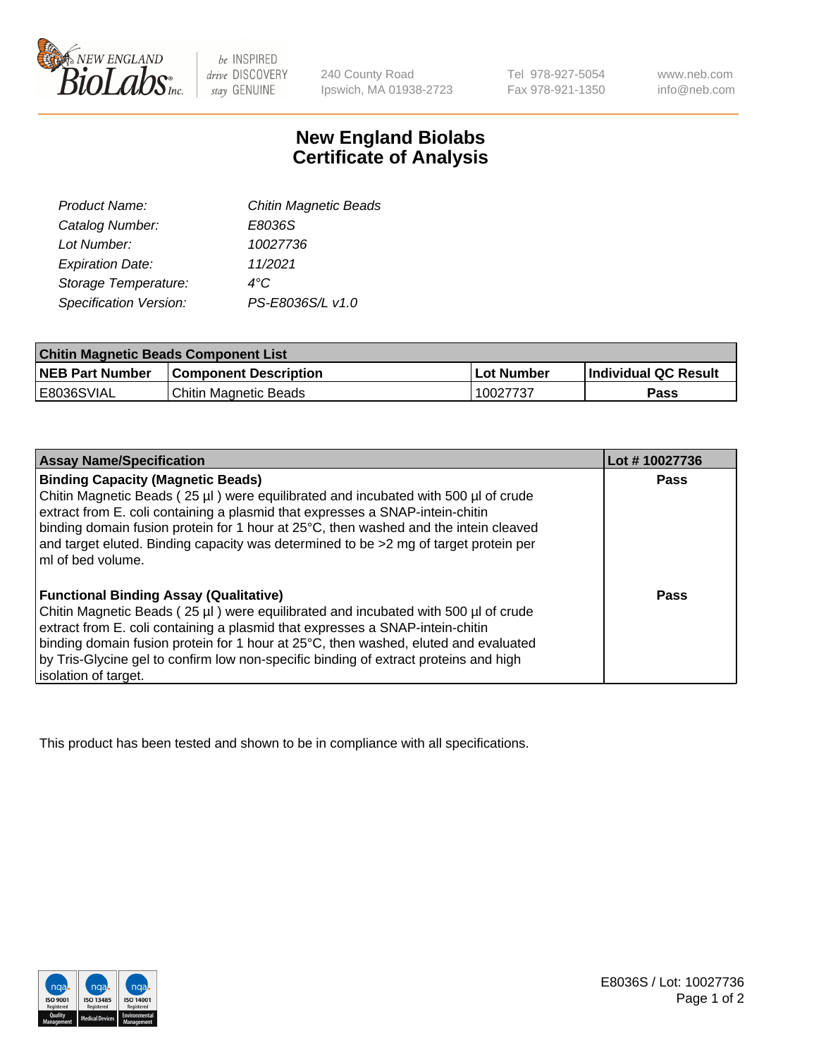# New England Biolabs Certificate of Analysis

| | |
|---|---|
| *Product Name:* | *Chitin Magnetic Beads* |
| *Catalog Number:* | *E8036S* |
| *Lot Number:* | *10027736* |
| *Expiration Date:* | *11/2021* |
| *Storage Temperature:* | *4°C* |
| *Specification Version:* | *PS-E8036S/L v1.0* |

| Chitin Magnetic Beads Component List | | | |
|---|---|---|---|
| **NEB Part Number** | **Component Description** | **Lot Number** | **Individual QC Result** |
| E8036SVIAL | Chitin Magnetic Beads | 10027737 | **Pass** |

| Assay Name/Specification | Lot # 10027736 |
|---|---|
| **Binding Capacity (Magnetic Beads)** Chitin Magnetic Beads ( 25 µl ) were equilibrated and incubated with 500 µl of crude extract from E. coli containing a plasmid that expresses a SNAP-intein-chitin binding domain fusion protein for 1 hour at 25°C, then washed and the intein cleaved and target eluted. Binding capacity was determined to be >2 mg of target protein per ml of bed volume. | **Pass** |
| **Functional Binding Assay (Qualitative)** Chitin Magnetic Beads ( 25 µl ) were equilibrated and incubated with 500 µl of crude extract from E. coli containing a plasmid that expresses a SNAP-intein-chitin binding domain fusion protein for 1 hour at 25°C, then washed, eluted and evaluated by Tris-Glycine gel to confirm low non-specific binding of extract proteins and high isolation of target. | **Pass** |

This product has been tested and shown to be in compliance with all specifications.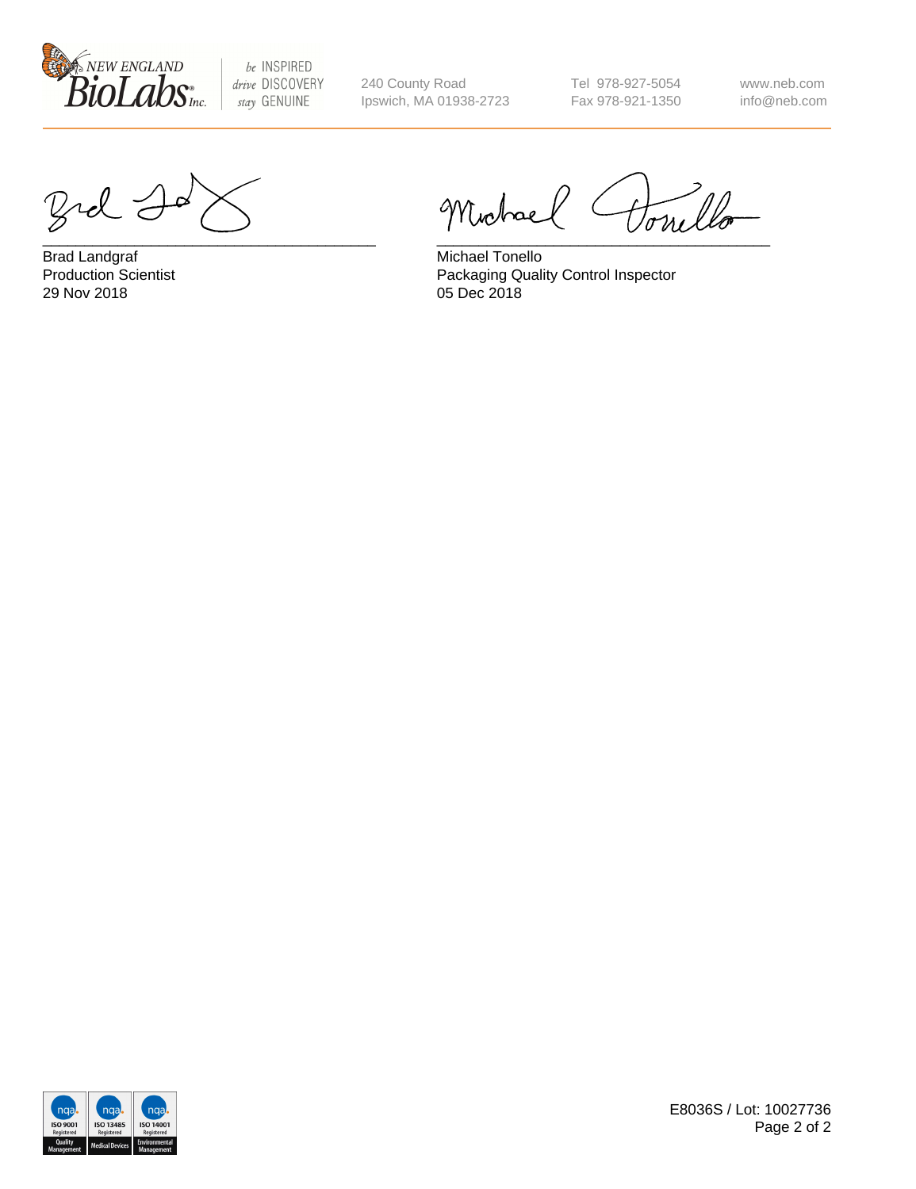Brad Landgraf
Production Scientist
29 Nov 2018

Michael Tonello
Packaging Quality Control Inspector
05 Dec 2018

E8036S / Lot: 10027736